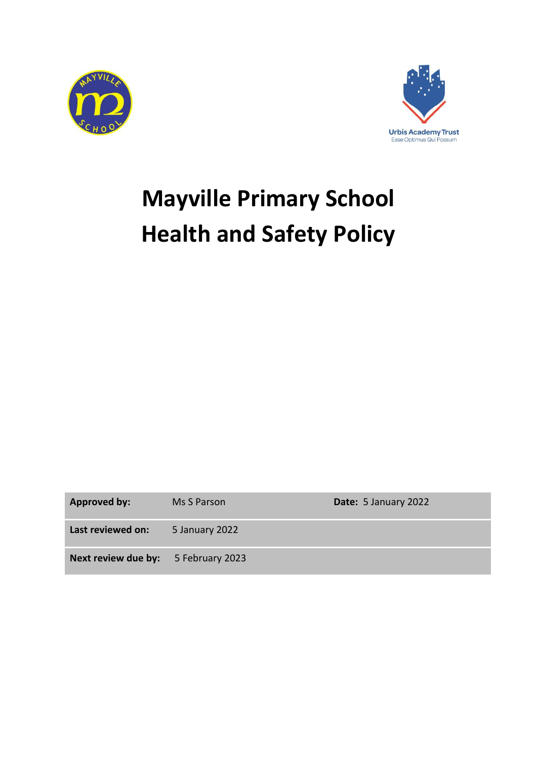# Mayville Primary School Health and Safety Policy

| | | |
|---|---|---|
| **Approved by:** | Ms S Parson | **Date:** 5 January 2022 |
| **Last reviewed on:** | 5 January 2022 | |
| **Next review due by:** | 5 February 2023 | |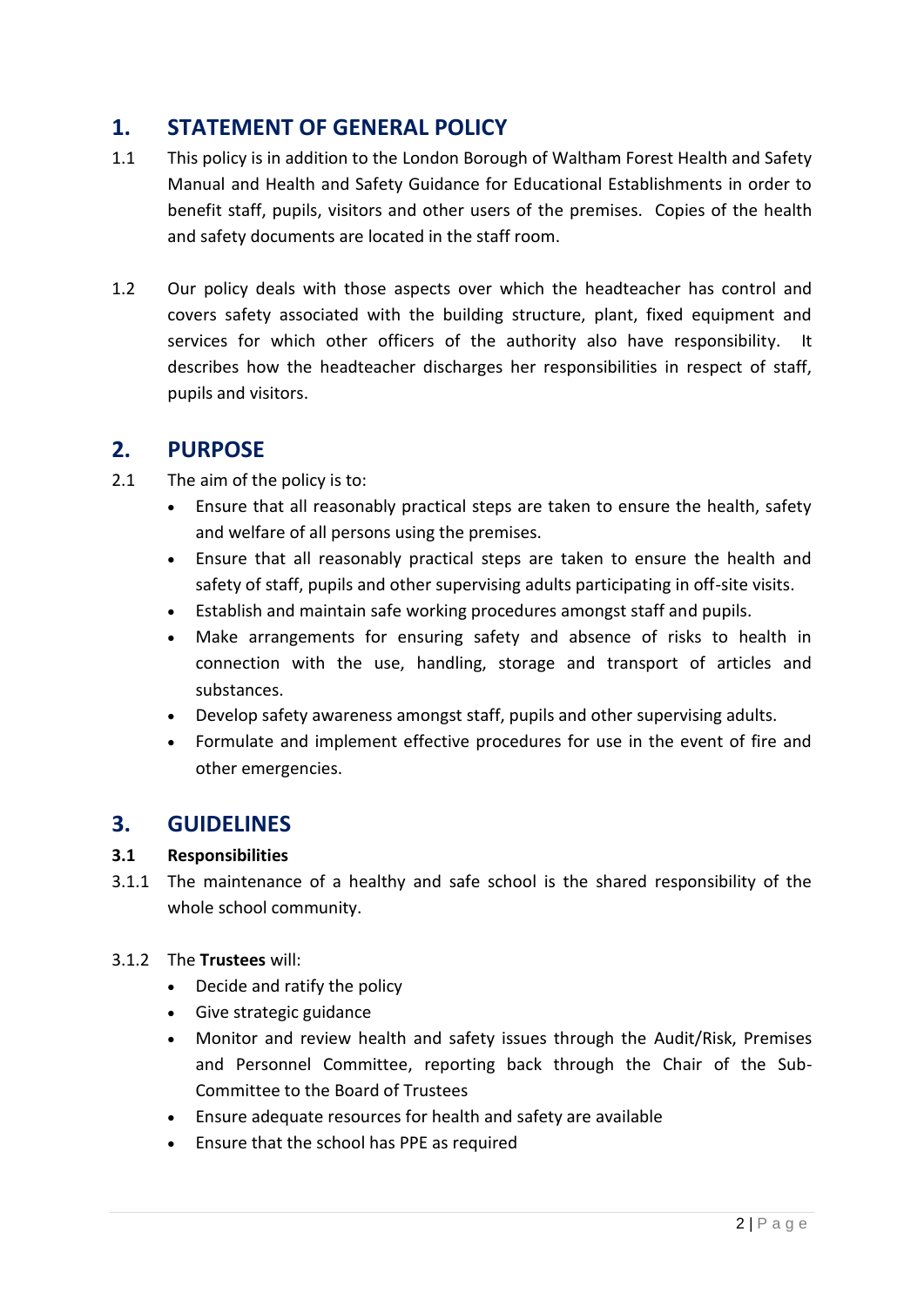## 1. STATEMENT OF GENERAL POLICY

1.1 This policy is in addition to the London Borough of Waltham Forest Health and Safety Manual and Health and Safety Guidance for Educational Establishments in order to benefit staff, pupils, visitors and other users of the premises. Copies of the health and safety documents are located in the staff room.

1.2 Our policy deals with those aspects over which the headteacher has control and covers safety associated with the building structure, plant, fixed equipment and services for which other officers of the authority also have responsibility. It describes how the headteacher discharges her responsibilities in respect of staff, pupils and visitors.

## 2. PURPOSE

2.1 The aim of the policy is to:

- Ensure that all reasonably practical steps are taken to ensure the health, safety and welfare of all persons using the premises.
- Ensure that all reasonably practical steps are taken to ensure the health and safety of staff, pupils and other supervising adults participating in off-site visits.
- Establish and maintain safe working procedures amongst staff and pupils.
- Make arrangements for ensuring safety and absence of risks to health in connection with the use, handling, storage and transport of articles and substances.
- Develop safety awareness amongst staff, pupils and other supervising adults.
- Formulate and implement effective procedures for use in the event of fire and other emergencies.

## 3. GUIDELINES

### 3.1 Responsibilities

3.1.1 The maintenance of a healthy and safe school is the shared responsibility of the whole school community.

3.1.2 The **Trustees** will:

- Decide and ratify the policy
- Give strategic guidance
- Monitor and review health and safety issues through the Audit/Risk, Premises and Personnel Committee, reporting back through the Chair of the Sub-Committee to the Board of Trustees
- Ensure adequate resources for health and safety are available
- Ensure that the school has PPE as required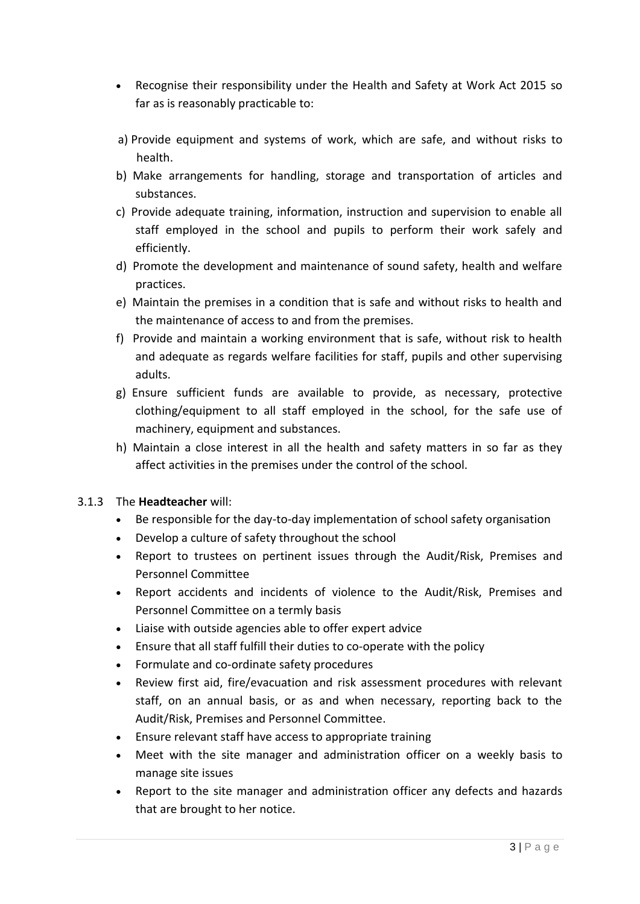- Recognise their responsibility under the Health and Safety at Work Act 2015 so far as is reasonably practicable to:

a) Provide equipment and systems of work, which are safe, and without risks to health.

b) Make arrangements for handling, storage and transportation of articles and substances.

c) Provide adequate training, information, instruction and supervision to enable all staff employed in the school and pupils to perform their work safely and efficiently.

d) Promote the development and maintenance of sound safety, health and welfare practices.

e) Maintain the premises in a condition that is safe and without risks to health and the maintenance of access to and from the premises.

f) Provide and maintain a working environment that is safe, without risk to health and adequate as regards welfare facilities for staff, pupils and other supervising adults.

g) Ensure sufficient funds are available to provide, as necessary, protective clothing/equipment to all staff employed in the school, for the safe use of machinery, equipment and substances.

h) Maintain a close interest in all the health and safety matters in so far as they affect activities in the premises under the control of the school.

3.1.3 The **Headteacher** will:

- Be responsible for the day-to-day implementation of school safety organisation
- Develop a culture of safety throughout the school
- Report to trustees on pertinent issues through the Audit/Risk, Premises and Personnel Committee
- Report accidents and incidents of violence to the Audit/Risk, Premises and Personnel Committee on a termly basis
- Liaise with outside agencies able to offer expert advice
- Ensure that all staff fulfill their duties to co-operate with the policy
- Formulate and co-ordinate safety procedures
- Review first aid, fire/evacuation and risk assessment procedures with relevant staff, on an annual basis, or as and when necessary, reporting back to the Audit/Risk, Premises and Personnel Committee.
- Ensure relevant staff have access to appropriate training
- Meet with the site manager and administration officer on a weekly basis to manage site issues
- Report to the site manager and administration officer any defects and hazards that are brought to her notice.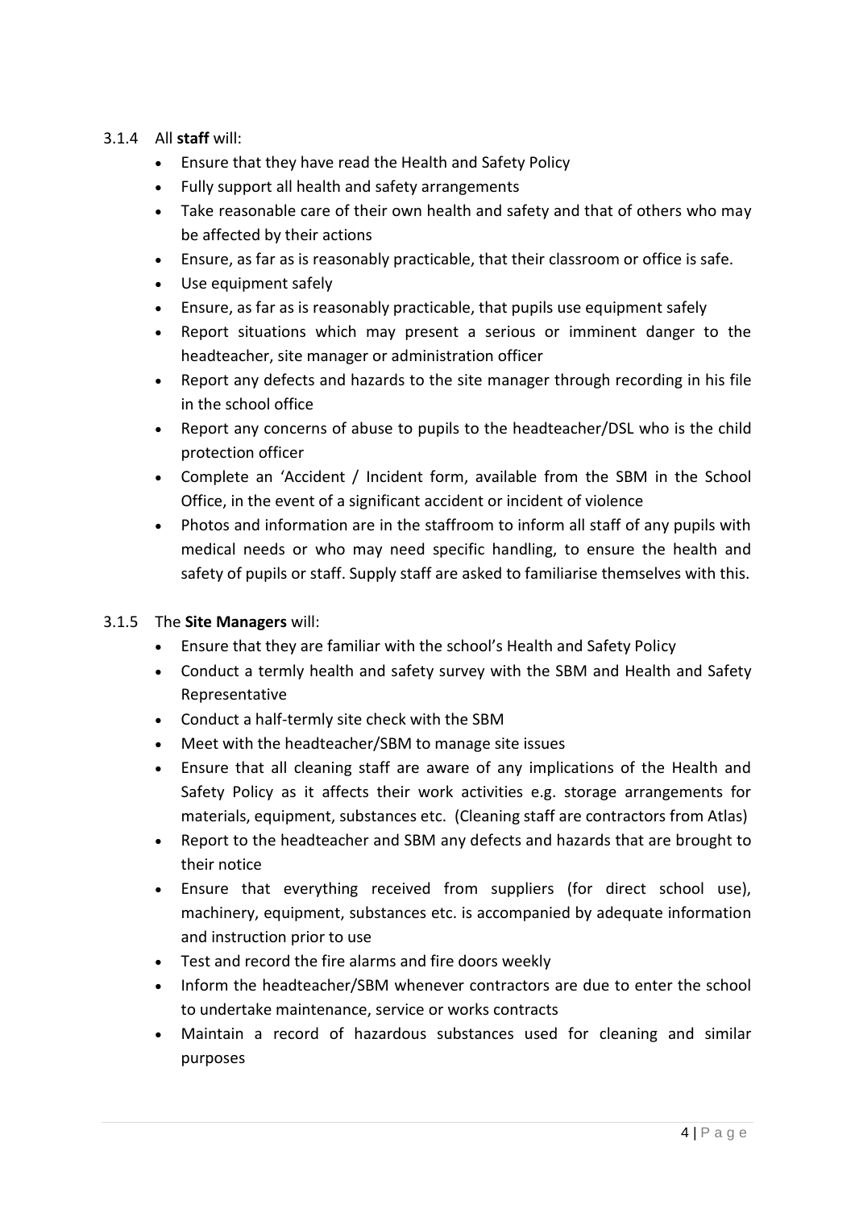3.1.4 All **staff** will:

- Ensure that they have read the Health and Safety Policy
- Fully support all health and safety arrangements
- Take reasonable care of their own health and safety and that of others who may be affected by their actions
- Ensure, as far as is reasonably practicable, that their classroom or office is safe.
- Use equipment safely
- Ensure, as far as is reasonably practicable, that pupils use equipment safely
- Report situations which may present a serious or imminent danger to the headteacher, site manager or administration officer
- Report any defects and hazards to the site manager through recording in his file in the school office
- Report any concerns of abuse to pupils to the headteacher/DSL who is the child protection officer
- Complete an 'Accident / Incident form, available from the SBM in the School Office, in the event of a significant accident or incident of violence
- Photos and information are in the staffroom to inform all staff of any pupils with medical needs or who may need specific handling, to ensure the health and safety of pupils or staff. Supply staff are asked to familiarise themselves with this.

3.1.5 The **Site Managers** will:

- Ensure that they are familiar with the school's Health and Safety Policy
- Conduct a termly health and safety survey with the SBM and Health and Safety Representative
- Conduct a half-termly site check with the SBM
- Meet with the headteacher/SBM to manage site issues
- Ensure that all cleaning staff are aware of any implications of the Health and Safety Policy as it affects their work activities e.g. storage arrangements for materials, equipment, substances etc. (Cleaning staff are contractors from Atlas)
- Report to the headteacher and SBM any defects and hazards that are brought to their notice
- Ensure that everything received from suppliers (for direct school use), machinery, equipment, substances etc. is accompanied by adequate information and instruction prior to use
- Test and record the fire alarms and fire doors weekly
- Inform the headteacher/SBM whenever contractors are due to enter the school to undertake maintenance, service or works contracts
- Maintain a record of hazardous substances used for cleaning and similar purposes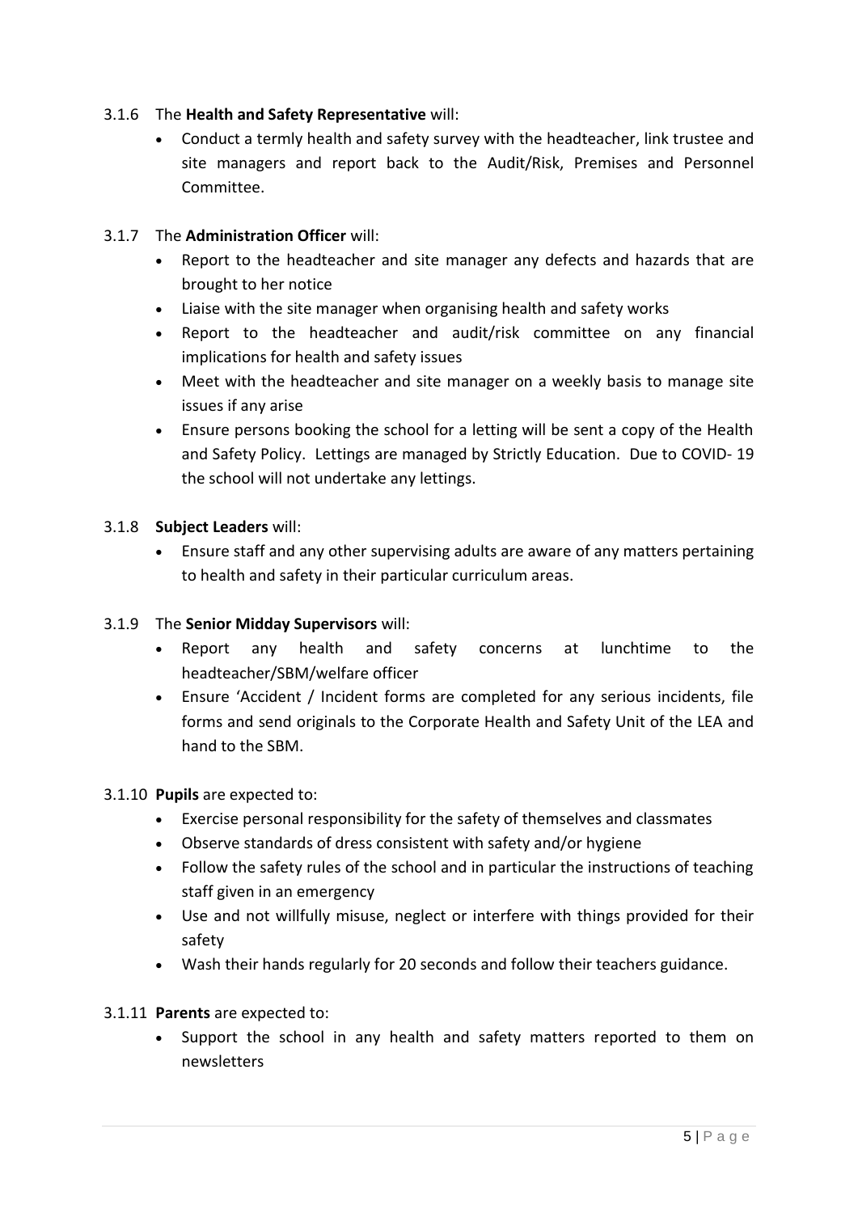3.1.6 The **Health and Safety Representative** will:

- Conduct a termly health and safety survey with the headteacher, link trustee and site managers and report back to the Audit/Risk, Premises and Personnel Committee.

3.1.7 The **Administration Officer** will:

- Report to the headteacher and site manager any defects and hazards that are brought to her notice
- Liaise with the site manager when organising health and safety works
- Report to the headteacher and audit/risk committee on any financial implications for health and safety issues
- Meet with the headteacher and site manager on a weekly basis to manage site issues if any arise
- Ensure persons booking the school for a letting will be sent a copy of the Health and Safety Policy. Lettings are managed by Strictly Education. Due to COVID- 19 the school will not undertake any lettings.

3.1.8 **Subject Leaders** will:

- Ensure staff and any other supervising adults are aware of any matters pertaining to health and safety in their particular curriculum areas.

3.1.9 The **Senior Midday Supervisors** will:

- Report any health and safety concerns at lunchtime to the headteacher/SBM/welfare officer
- Ensure 'Accident / Incident forms are completed for any serious incidents, file forms and send originals to the Corporate Health and Safety Unit of the LEA and hand to the SBM.

3.1.10 **Pupils** are expected to:

- Exercise personal responsibility for the safety of themselves and classmates
- Observe standards of dress consistent with safety and/or hygiene
- Follow the safety rules of the school and in particular the instructions of teaching staff given in an emergency
- Use and not willfully misuse, neglect or interfere with things provided for their safety
- Wash their hands regularly for 20 seconds and follow their teachers guidance.

3.1.11 **Parents** are expected to:

- Support the school in any health and safety matters reported to them on newsletters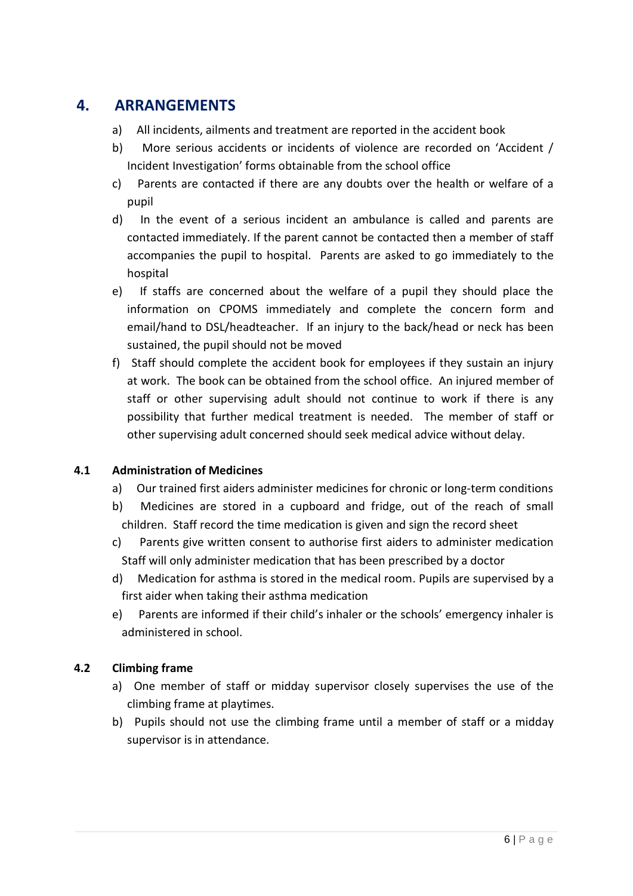## 4. ARRANGEMENTS

a) All incidents, ailments and treatment are reported in the accident book

b) More serious accidents or incidents of violence are recorded on 'Accident / Incident Investigation' forms obtainable from the school office

c) Parents are contacted if there are any doubts over the health or welfare of a pupil

d) In the event of a serious incident an ambulance is called and parents are contacted immediately. If the parent cannot be contacted then a member of staff accompanies the pupil to hospital. Parents are asked to go immediately to the hospital

e) If staffs are concerned about the welfare of a pupil they should place the information on CPOMS immediately and complete the concern form and email/hand to DSL/headteacher. If an injury to the back/head or neck has been sustained, the pupil should not be moved

f) Staff should complete the accident book for employees if they sustain an injury at work. The book can be obtained from the school office. An injured member of staff or other supervising adult should not continue to work if there is any possibility that further medical treatment is needed. The member of staff or other supervising adult concerned should seek medical advice without delay.

### 4.1 Administration of Medicines

a) Our trained first aiders administer medicines for chronic or long-term conditions

b) Medicines are stored in a cupboard and fridge, out of the reach of small children. Staff record the time medication is given and sign the record sheet

c) Parents give written consent to authorise first aiders to administer medication Staff will only administer medication that has been prescribed by a doctor

d) Medication for asthma is stored in the medical room. Pupils are supervised by a first aider when taking their asthma medication

e) Parents are informed if their child's inhaler or the schools' emergency inhaler is administered in school.

### 4.2 Climbing frame

a) One member of staff or midday supervisor closely supervises the use of the climbing frame at playtimes.

b) Pupils should not use the climbing frame until a member of staff or a midday supervisor is in attendance.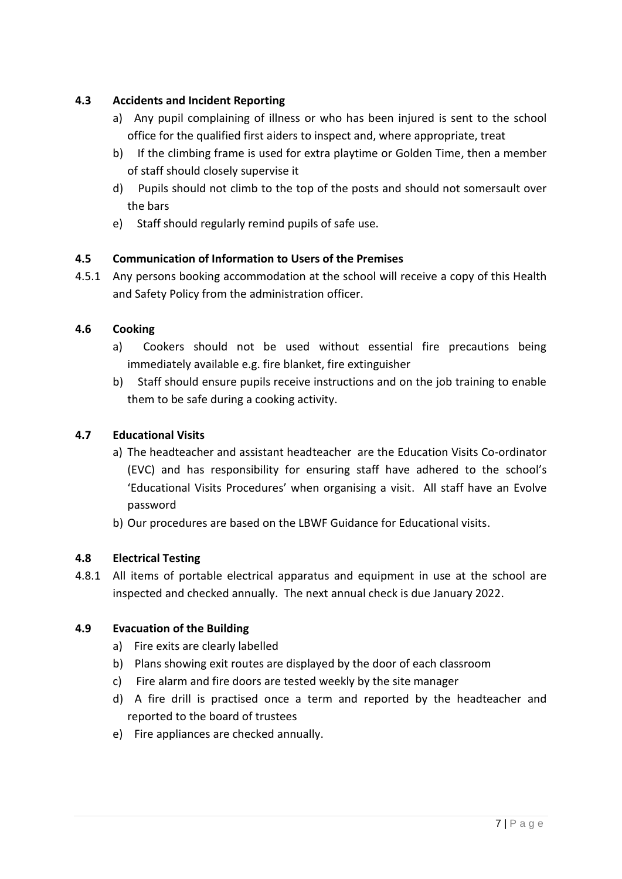### 4.3 Accidents and Incident Reporting

a) Any pupil complaining of illness or who has been injured is sent to the school office for the qualified first aiders to inspect and, where appropriate, treat

b) If the climbing frame is used for extra playtime or Golden Time, then a member of staff should closely supervise it

d) Pupils should not climb to the top of the posts and should not somersault over the bars

e) Staff should regularly remind pupils of safe use.

### 4.5 Communication of Information to Users of the Premises

4.5.1 Any persons booking accommodation at the school will receive a copy of this Health and Safety Policy from the administration officer.

### 4.6 Cooking

a) Cookers should not be used without essential fire precautions being immediately available e.g. fire blanket, fire extinguisher

b) Staff should ensure pupils receive instructions and on the job training to enable them to be safe during a cooking activity.

### 4.7 Educational Visits

a) The headteacher and assistant headteacher are the Education Visits Co-ordinator (EVC) and has responsibility for ensuring staff have adhered to the school's 'Educational Visits Procedures' when organising a visit. All staff have an Evolve password

b) Our procedures are based on the LBWF Guidance for Educational visits.

### 4.8 Electrical Testing

4.8.1 All items of portable electrical apparatus and equipment in use at the school are inspected and checked annually. The next annual check is due January 2022.

### 4.9 Evacuation of the Building

a) Fire exits are clearly labelled

b) Plans showing exit routes are displayed by the door of each classroom

c) Fire alarm and fire doors are tested weekly by the site manager

d) A fire drill is practised once a term and reported by the headteacher and reported to the board of trustees

e) Fire appliances are checked annually.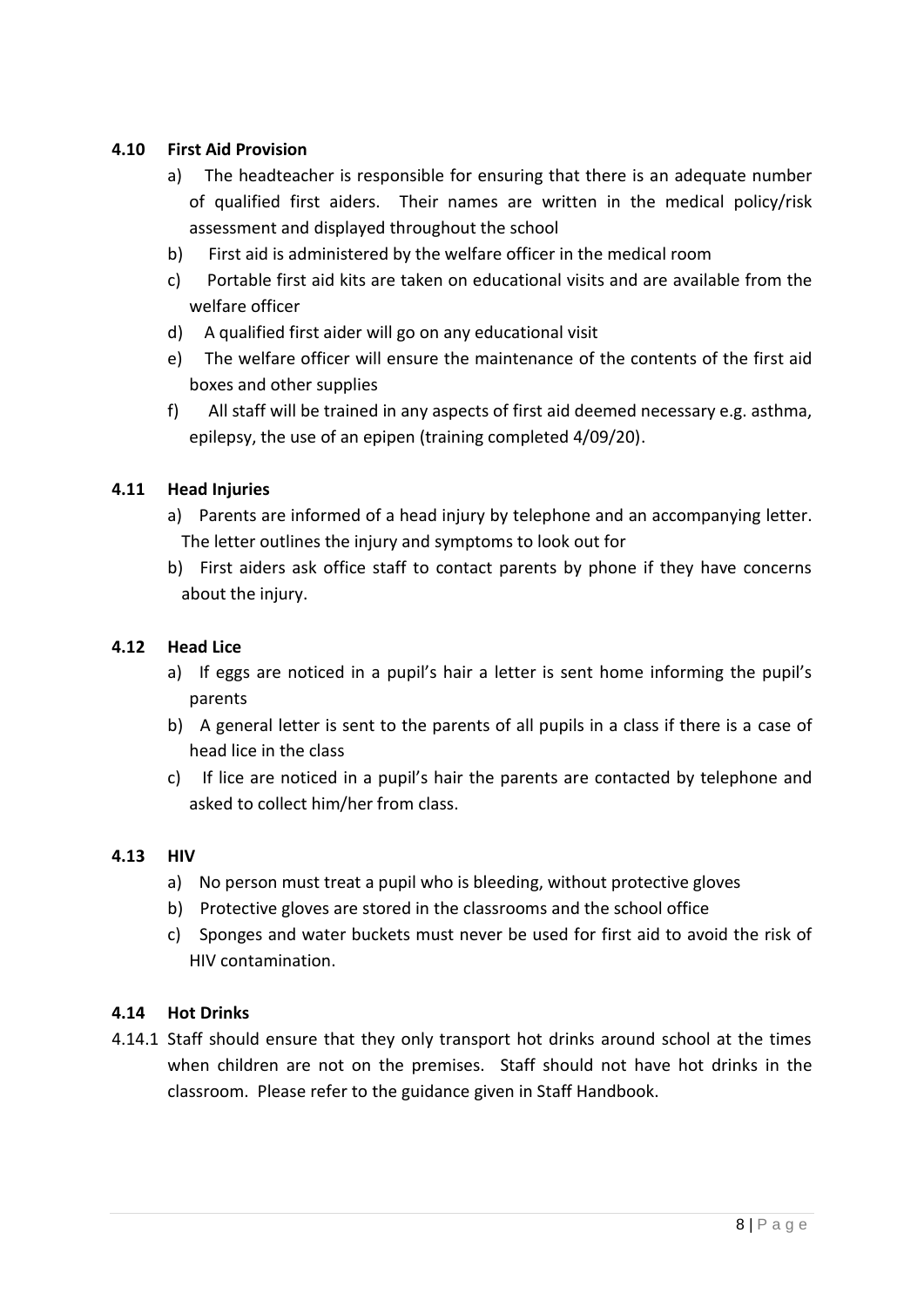### 4.10 First Aid Provision

a) The headteacher is responsible for ensuring that there is an adequate number of qualified first aiders. Their names are written in the medical policy/risk assessment and displayed throughout the school
b) First aid is administered by the welfare officer in the medical room
c) Portable first aid kits are taken on educational visits and are available from the welfare officer
d) A qualified first aider will go on any educational visit
e) The welfare officer will ensure the maintenance of the contents of the first aid boxes and other supplies
f) All staff will be trained in any aspects of first aid deemed necessary e.g. asthma, epilepsy, the use of an epipen (training completed 4/09/20).

### 4.11 Head Injuries

a) Parents are informed of a head injury by telephone and an accompanying letter. The letter outlines the injury and symptoms to look out for
b) First aiders ask office staff to contact parents by phone if they have concerns about the injury.

### 4.12 Head Lice

a) If eggs are noticed in a pupil's hair a letter is sent home informing the pupil's parents
b) A general letter is sent to the parents of all pupils in a class if there is a case of head lice in the class
c) If lice are noticed in a pupil's hair the parents are contacted by telephone and asked to collect him/her from class.

### 4.13 HIV

a) No person must treat a pupil who is bleeding, without protective gloves
b) Protective gloves are stored in the classrooms and the school office
c) Sponges and water buckets must never be used for first aid to avoid the risk of HIV contamination.

### 4.14 Hot Drinks

4.14.1 Staff should ensure that they only transport hot drinks around school at the times when children are not on the premises. Staff should not have hot drinks in the classroom. Please refer to the guidance given in Staff Handbook.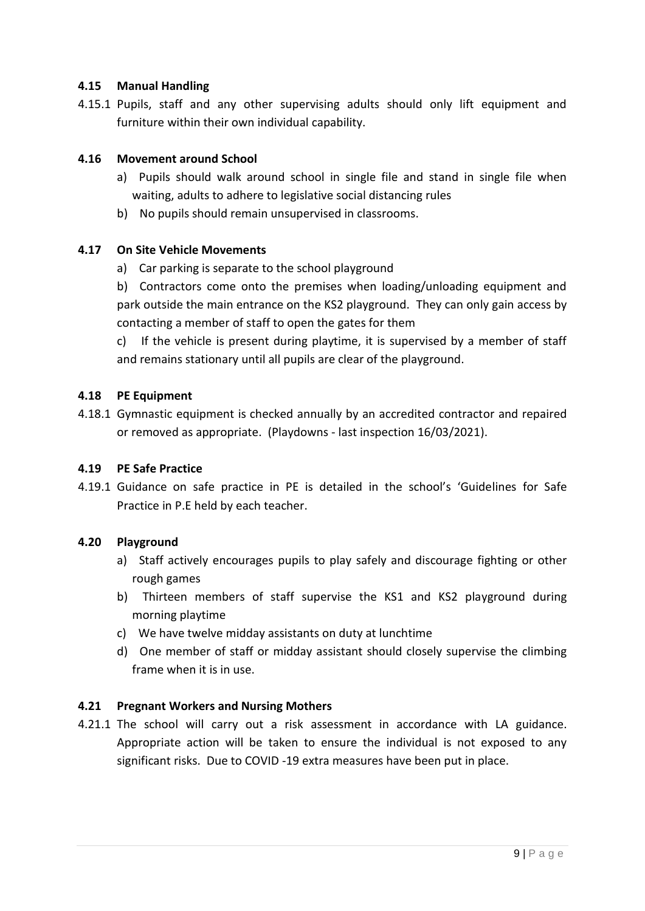### 4.15 Manual Handling

4.15.1 Pupils, staff and any other supervising adults should only lift equipment and furniture within their own individual capability.

### 4.16 Movement around School

a) Pupils should walk around school in single file and stand in single file when waiting, adults to adhere to legislative social distancing rules
b) No pupils should remain unsupervised in classrooms.

### 4.17 On Site Vehicle Movements

a) Car parking is separate to the school playground

b) Contractors come onto the premises when loading/unloading equipment and park outside the main entrance on the KS2 playground. They can only gain access by contacting a member of staff to open the gates for them

c) If the vehicle is present during playtime, it is supervised by a member of staff and remains stationary until all pupils are clear of the playground.

### 4.18 PE Equipment

4.18.1 Gymnastic equipment is checked annually by an accredited contractor and repaired or removed as appropriate. (Playdowns - last inspection 16/03/2021).

### 4.19 PE Safe Practice

4.19.1 Guidance on safe practice in PE is detailed in the school's 'Guidelines for Safe Practice in P.E held by each teacher.

### 4.20 Playground

a) Staff actively encourages pupils to play safely and discourage fighting or other rough games
b) Thirteen members of staff supervise the KS1 and KS2 playground during morning playtime
c) We have twelve midday assistants on duty at lunchtime
d) One member of staff or midday assistant should closely supervise the climbing frame when it is in use.

### 4.21 Pregnant Workers and Nursing Mothers

4.21.1 The school will carry out a risk assessment in accordance with LA guidance. Appropriate action will be taken to ensure the individual is not exposed to any significant risks. Due to COVID -19 extra measures have been put in place.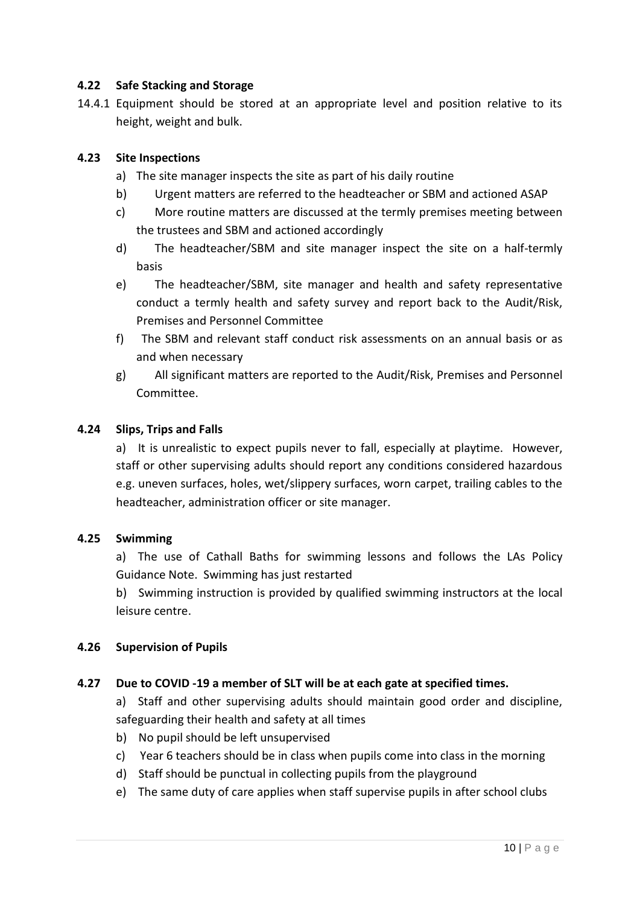### 4.22 Safe Stacking and Storage

14.4.1 Equipment should be stored at an appropriate level and position relative to its height, weight and bulk.

### 4.23 Site Inspections

a) The site manager inspects the site as part of his daily routine
b) Urgent matters are referred to the headteacher or SBM and actioned ASAP
c) More routine matters are discussed at the termly premises meeting between the trustees and SBM and actioned accordingly
d) The headteacher/SBM and site manager inspect the site on a half-termly basis
e) The headteacher/SBM, site manager and health and safety representative conduct a termly health and safety survey and report back to the Audit/Risk, Premises and Personnel Committee
f) The SBM and relevant staff conduct risk assessments on an annual basis or as and when necessary
g) All significant matters are reported to the Audit/Risk, Premises and Personnel Committee.

### 4.24 Slips, Trips and Falls

a) It is unrealistic to expect pupils never to fall, especially at playtime. However, staff or other supervising adults should report any conditions considered hazardous e.g. uneven surfaces, holes, wet/slippery surfaces, worn carpet, trailing cables to the headteacher, administration officer or site manager.

### 4.25 Swimming

a) The use of Cathall Baths for swimming lessons and follows the LAs Policy Guidance Note. Swimming has just restarted

b) Swimming instruction is provided by qualified swimming instructors at the local leisure centre.

### 4.26 Supervision of Pupils

### 4.27 Due to COVID -19 a member of SLT will be at each gate at specified times.

a) Staff and other supervising adults should maintain good order and discipline, safeguarding their health and safety at all times
b) No pupil should be left unsupervised
c) Year 6 teachers should be in class when pupils come into class in the morning
d) Staff should be punctual in collecting pupils from the playground
e) The same duty of care applies when staff supervise pupils in after school clubs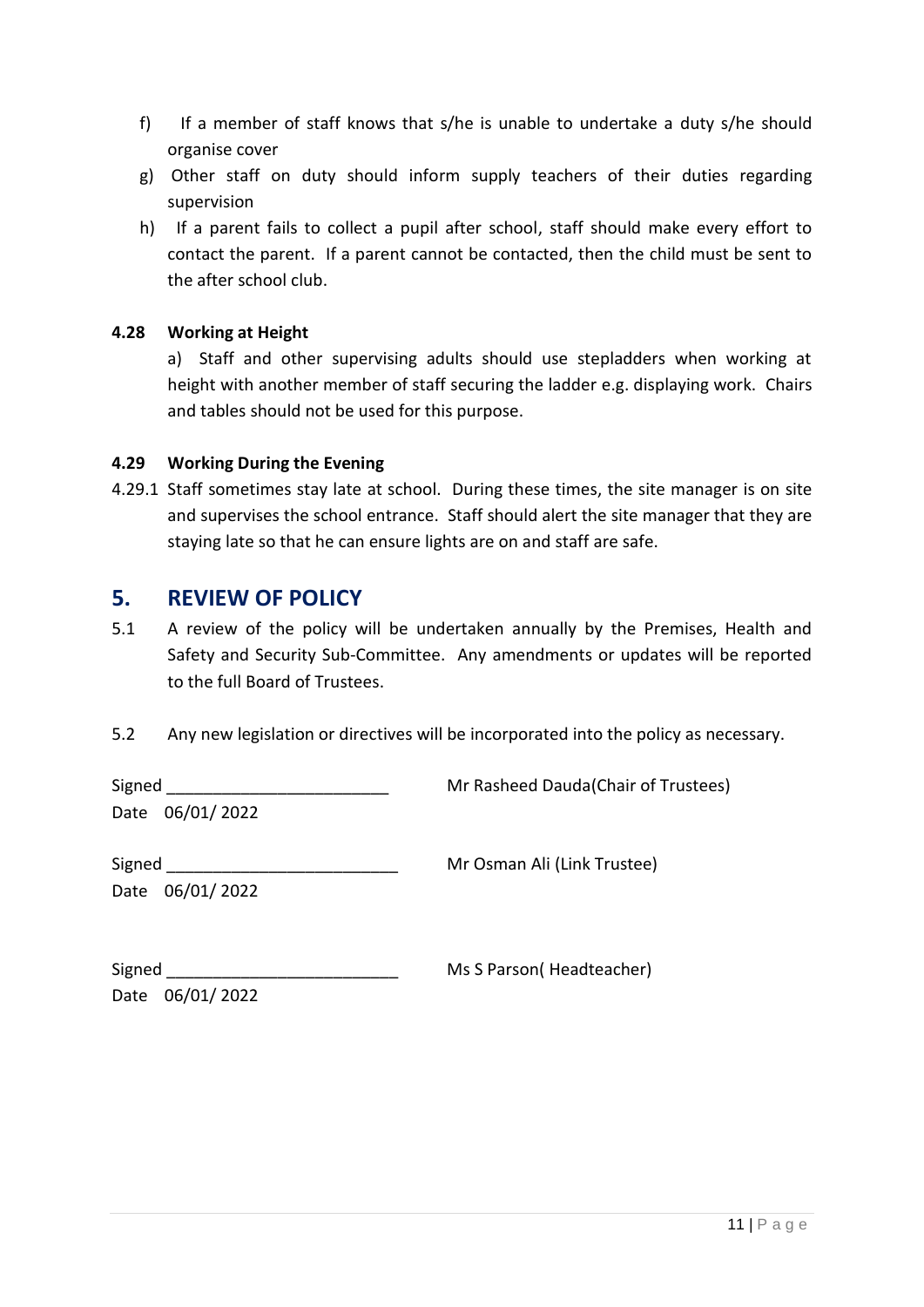f) If a member of staff knows that s/he is unable to undertake a duty s/he should organise cover

g) Other staff on duty should inform supply teachers of their duties regarding supervision

h) If a parent fails to collect a pupil after school, staff should make every effort to contact the parent. If a parent cannot be contacted, then the child must be sent to the after school club.

### 4.28 Working at Height

a) Staff and other supervising adults should use stepladders when working at height with another member of staff securing the ladder e.g. displaying work. Chairs and tables should not be used for this purpose.

### 4.29 Working During the Evening

4.29.1 Staff sometimes stay late at school. During these times, the site manager is on site and supervises the school entrance. Staff should alert the site manager that they are staying late so that he can ensure lights are on and staff are safe.

## 5. REVIEW OF POLICY

5.1 A review of the policy will be undertaken annually by the Premises, Health and Safety and Security Sub-Committee. Any amendments or updates will be reported to the full Board of Trustees.

5.2 Any new legislation or directives will be incorporated into the policy as necessary.

Signed ________________________ Mr Rasheed Dauda(Chair of Trustees)
Date 06/01/ 2022

Signed ________________________ Mr Osman Ali (Link Trustee)
Date 06/01/ 2022

Signed ________________________ Ms S Parson( Headteacher)
Date 06/01/ 2022